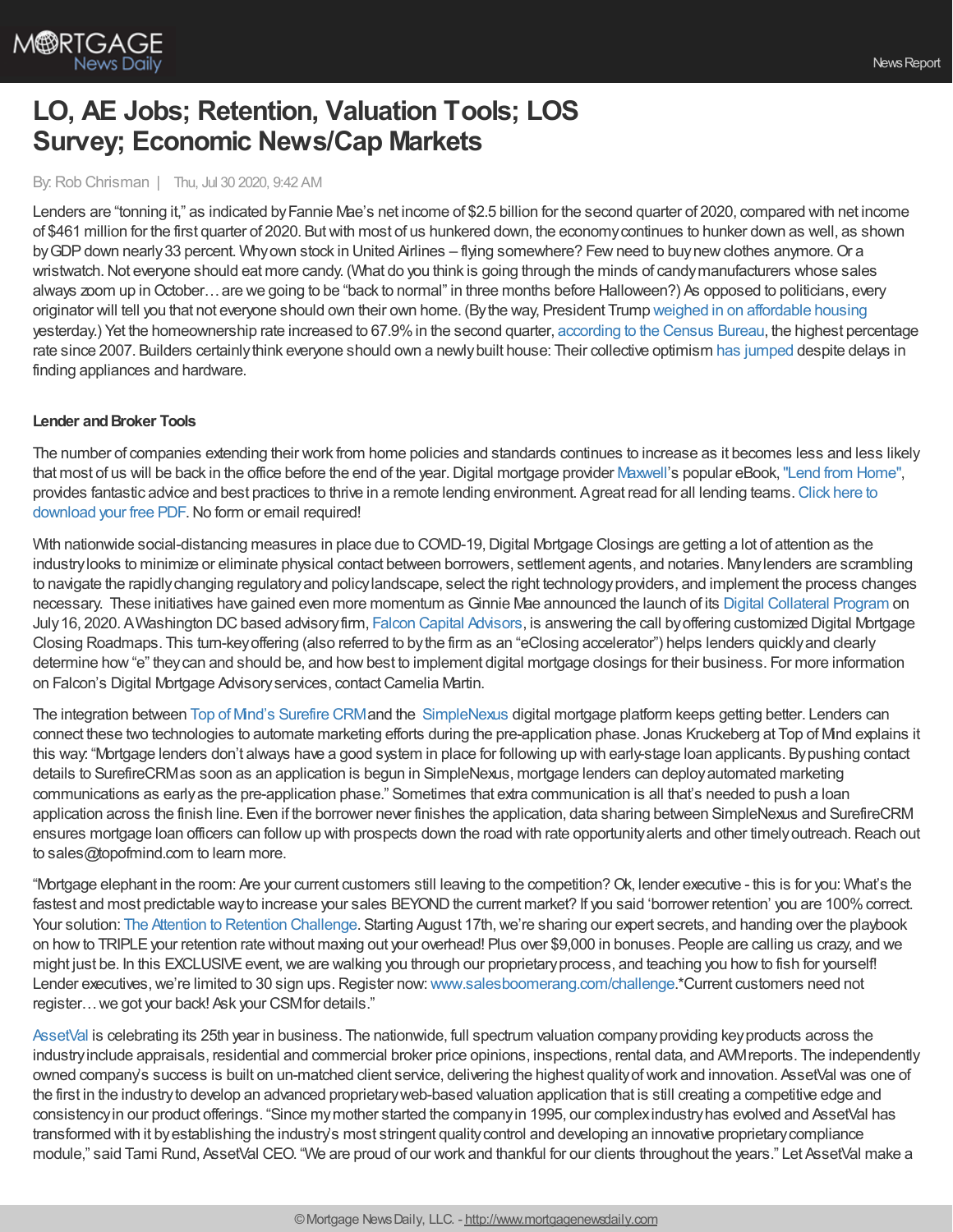# LO, AE Jobs; Retention, Valuation Tools; LOS Survey; Economic News/Cap Markets

By: Rob Chrisman | Thu, Jul 30 2020, 9:42 AM

Lenders are "tonning it," as indicated by Fannie Mae's net income of $2.5 billion for the second quarter of 2020, compared with net income of $461 million for the first quarter of 2020. But with most of us hunkered down, the economy continues to hunker down as well, as shown by GDP down nearly 33 percent. Why own stock in United Airlines – flying somewhere? Few need to buy new clothes anymore. Or a wristwatch. Not everyone should eat more candy. (What do you think is going through the minds of candy manufacturers whose sales always zoom up in October… are we going to be "back to normal" in three months before Halloween?) As opposed to politicians, every originator will tell you that not everyone should own their own home. (By the way, President Trump weighed in on affordable housing yesterday.) Yet the homeownership rate increased to 67.9% in the second quarter, according to the Census Bureau, the highest percentage rate since 2007. Builders certainly think everyone should own a newly built house: Their collective optimism has jumped despite delays in finding appliances and hardware.

**Lender and Broker Tools**

The number of companies extending their work from home policies and standards continues to increase as it becomes less and less likely that most of us will be back in the office before the end of the year. Digital mortgage provider Maxwell's popular eBook, "Lend from Home", provides fantastic advice and best practices to thrive in a remote lending environment. A great read for all lending teams. Click here to download your free PDF. No form or email required!

With nationwide social-distancing measures in place due to COVID-19, Digital Mortgage Closings are getting a lot of attention as the industry looks to minimize or eliminate physical contact between borrowers, settlement agents, and notaries. Many lenders are scrambling to navigate the rapidly changing regulatory and policy landscape, select the right technology providers, and implement the process changes necessary. These initiatives have gained even more momentum as Ginnie Mae announced the launch of its Digital Collateral Program on July 16, 2020. A Washington DC based advisory firm, Falcon Capital Advisors, is answering the call by offering customized Digital Mortgage Closing Roadmaps. This turn-key offering (also referred to by the firm as an "eClosing accelerator") helps lenders quickly and clearly determine how "e" they can and should be, and how best to implement digital mortgage closings for their business. For more information on Falcon's Digital Mortgage Advisory services, contact Camelia Martin.

The integration between Top of Mind's Surefire CRM and the SimpleNexus digital mortgage platform keeps getting better. Lenders can connect these two technologies to automate marketing efforts during the pre-application phase. Jonas Kruckeberg at Top of Mind explains it this way: "Mortgage lenders don't always have a good system in place for following up with early-stage loan applicants. By pushing contact details to SurefireCRM as soon as an application is begun in SimpleNexus, mortgage lenders can deploy automated marketing communications as early as the pre-application phase." Sometimes that extra communication is all that's needed to push a loan application across the finish line. Even if the borrower never finishes the application, data sharing between SimpleNexus and SurefireCRM ensures mortgage loan officers can follow up with prospects down the road with rate opportunity alerts and other timely outreach. Reach out to sales@topofmind.com to learn more.

"Mortgage elephant in the room: Are your current customers still leaving to the competition? Ok, lender executive - this is for you: What's the fastest and most predictable way to increase your sales BEYOND the current market? If you said 'borrower retention' you are 100% correct. Your solution: The Attention to Retention Challenge. Starting August 17th, we're sharing our expert secrets, and handing over the playbook on how to TRIPLE your retention rate without maxing out your overhead! Plus over $9,000 in bonuses. People are calling us crazy, and we might just be. In this EXCLUSIVE event, we are walking you through our proprietary process, and teaching you how to fish for yourself! Lender executives, we're limited to 30 sign ups. Register now: www.salesboomerang.com/challenge.*Current customers need not register… we got your back! Ask your CSM for details."

AssetVal is celebrating its 25th year in business. The nationwide, full spectrum valuation company providing key products across the industry include appraisals, residential and commercial broker price opinions, inspections, rental data, and AVM reports. The independently owned company's success is built on un-matched client service, delivering the highest quality of work and innovation. AssetVal was one of the first in the industry to develop an advanced proprietary web-based valuation application that is still creating a competitive edge and consistency in our product offerings. "Since my mother started the company in 1995, our complex industry has evolved and AssetVal has transformed with it by establishing the industry's most stringent quality control and developing an innovative proprietary compliance module," said Tami Rund, AssetVal CEO. "We are proud of our work and thankful for our clients throughout the years." Let AssetVal make a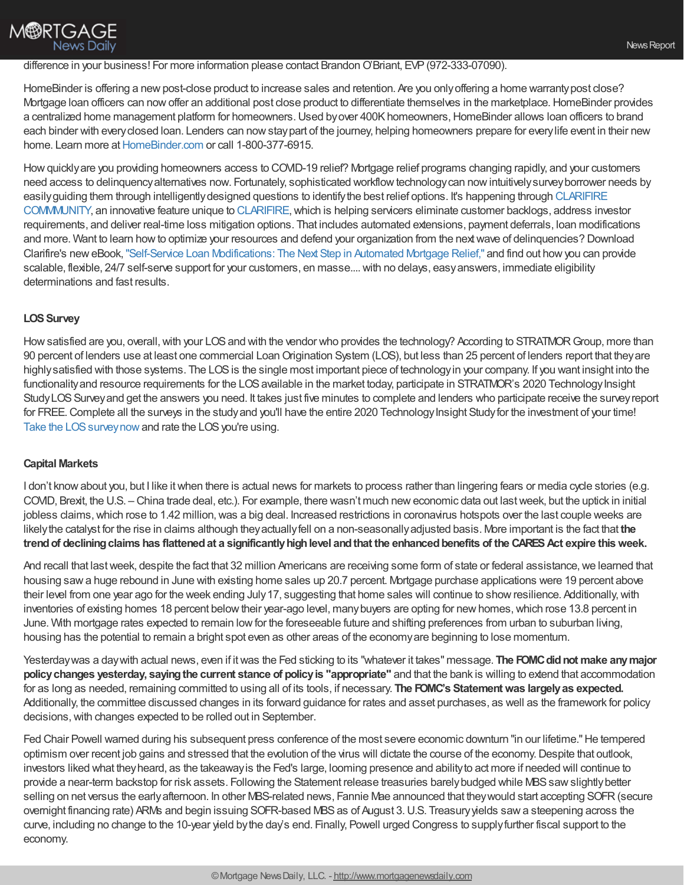difference in your business! For more information please contact Brandon O'Briant, EVP (972-333-07090).

HomeBinder is offering a new post-close product to increase sales and retention. Are you only offering a home warranty post close? Mortgage loan officers can now offer an additional post close product to differentiate themselves in the marketplace. HomeBinder provides a centralized home management platform for homeowners. Used by over 400K homeowners, HomeBinder allows loan officers to brand each binder with every closed loan. Lenders can now stay part of the journey, helping homeowners prepare for every life event in their new home. Learn more at HomeBinder.com or call 1-800-377-6915.

How quickly are you providing homeowners access to COVID-19 relief? Mortgage relief programs changing rapidly, and your customers need access to delinquency alternatives now. Fortunately, sophisticated workflow technology can now intuitively survey borrower needs by easily guiding them through intelligently designed questions to identify the best relief options. It's happening through CLARIFIRE COMMMUNITY, an innovative feature unique to CLARIFIRE, which is helping servicers eliminate customer backlogs, address investor requirements, and deliver real-time loss mitigation options. That includes automated extensions, payment deferrals, loan modifications and more. Want to learn how to optimize your resources and defend your organization from the next wave of delinquencies? Download Clarifire's new eBook, "Self-Service Loan Modifications: The Next Step in Automated Mortgage Relief," and find out how you can provide scalable, flexible, 24/7 self-serve support for your customers, en masse.... with no delays, easy answers, immediate eligibility determinations and fast results.

**LOS Survey**

How satisfied are you, overall, with your LOS and with the vendor who provides the technology? According to STRATMOR Group, more than 90 percent of lenders use at least one commercial Loan Origination System (LOS), but less than 25 percent of lenders report that they are highly satisfied with those systems. The LOS is the single most important piece of technology in your company. If you want insight into the functionality and resource requirements for the LOS available in the market today, participate in STRATMOR's 2020 Technology Insight Study LOS Survey and get the answers you need. It takes just five minutes to complete and lenders who participate receive the survey report for FREE. Complete all the surveys in the study and you'll have the entire 2020 Technology Insight Study for the investment of your time! Take the LOS survey now and rate the LOS you're using.

**Capital Markets**

I don't know about you, but I like it when there is actual news for markets to process rather than lingering fears or media cycle stories (e.g. COVID, Brexit, the U.S. – China trade deal, etc.). For example, there wasn't much new economic data out last week, but the uptick in initial jobless claims, which rose to 1.42 million, was a big deal. Increased restrictions in coronavirus hotspots over the last couple weeks are likely the catalyst for the rise in claims although they actually fell on a non-seasonally adjusted basis. More important is the fact that **the trend of declining claims has flattened at a significantly high level and that the enhanced benefits of the CARES Act expire this week.**

And recall that last week, despite the fact that 32 million Americans are receiving some form of state or federal assistance, we learned that housing saw a huge rebound in June with existing home sales up 20.7 percent. Mortgage purchase applications were 19 percent above their level from one year ago for the week ending July 17, suggesting that home sales will continue to show resilience. Additionally, with inventories of existing homes 18 percent below their year-ago level, many buyers are opting for new homes, which rose 13.8 percent in June. With mortgage rates expected to remain low for the foreseeable future and shifting preferences from urban to suburban living, housing has the potential to remain a bright spot even as other areas of the economy are beginning to lose momentum.

Yesterday was a day with actual news, even if it was the Fed sticking to its "whatever it takes" message. **The FOMC did not make any major policy changes yesterday, saying the current stance of policy is "appropriate"** and that the bank is willing to extend that accommodation for as long as needed, remaining committed to using all of its tools, if necessary. **The FOMC's Statement was largely as expected.** Additionally, the committee discussed changes in its forward guidance for rates and asset purchases, as well as the framework for policy decisions, with changes expected to be rolled out in September.

Fed Chair Powell warned during his subsequent press conference of the most severe economic downturn "in our lifetime." He tempered optimism over recent job gains and stressed that the evolution of the virus will dictate the course of the economy. Despite that outlook, investors liked what they heard, as the takeaway is the Fed's large, looming presence and ability to act more if needed will continue to provide a near-term backstop for risk assets. Following the Statement release treasuries barely budged while MBS saw slightly better selling on net versus the early afternoon. In other MBS-related news, Fannie Mae announced that they would start accepting SOFR (secure overnight financing rate) ARMs and begin issuing SOFR-based MBS as of August 3. U.S. Treasury yields saw a steepening across the curve, including no change to the 10-year yield by the day's end. Finally, Powell urged Congress to supply further fiscal support to the economy.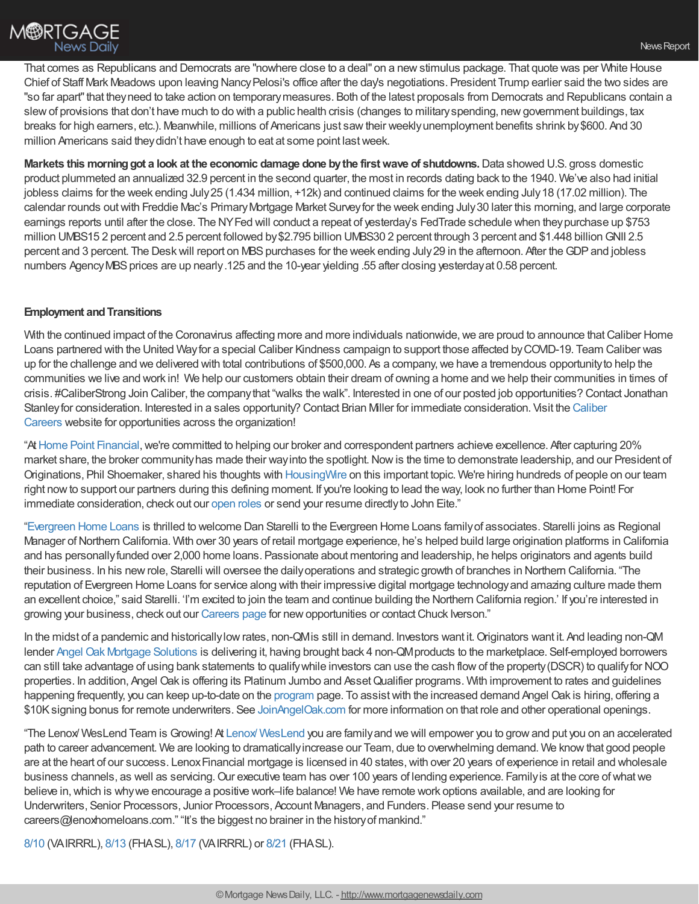That comes as Republicans and Democrats are "nowhere close to a deal" on a new stimulus package. That quote was per White House Chief of Staff Mark Meadows upon leaving Nancy Pelosi's office after the day's negotiations. President Trump earlier said the two sides are "so far apart" that they need to take action on temporary measures. Both of the latest proposals from Democrats and Republicans contain a slew of provisions that don't have much to do with a public health crisis (changes to military spending, new government buildings, tax breaks for high earners, etc.). Meanwhile, millions of Americans just saw their weekly unemployment benefits shrink by $600. And 30 million Americans said they didn't have enough to eat at some point last week.

**Markets this morning got a look at the economic damage done by the first wave of shutdowns.** Data showed U.S. gross domestic product plummeted an annualized 32.9 percent in the second quarter, the most in records dating back to the 1940. We've also had initial jobless claims for the week ending July 25 (1.434 million, +12k) and continued claims for the week ending July 18 (17.02 million). The calendar rounds out with Freddie Mac's Primary Mortgage Market Survey for the week ending July 30 later this morning, and large corporate earnings reports until after the close. The NY Fed will conduct a repeat of yesterday's FedTrade schedule when they purchase up $753 million UMBS15 2 percent and 2.5 percent followed by $2.795 billion UMBS30 2 percent through 3 percent and $1.448 billion GNII 2.5 percent and 3 percent. The Desk will report on MBS purchases for the week ending July 29 in the afternoon. After the GDP and jobless numbers Agency MBS prices are up nearly .125 and the 10-year yielding .55 after closing yesterday at 0.58 percent.

**Employment and Transitions**

With the continued impact of the Coronavirus affecting more and more individuals nationwide, we are proud to announce that Caliber Home Loans partnered with the United Way for a special Caliber Kindness campaign to support those affected by COVID-19. Team Caliber was up for the challenge and we delivered with total contributions of $500,000. As a company, we have a tremendous opportunity to help the communities we live and work in! We help our customers obtain their dream of owning a home and we help their communities in times of crisis. #CaliberStrong Join Caliber, the company that "walks the walk". Interested in one of our posted job opportunities? Contact Jonathan Stanley for consideration. Interested in a sales opportunity? Contact Brian Miller for immediate consideration. Visit the Caliber Careers website for opportunities across the organization!

"At Home Point Financial, we're committed to helping our broker and correspondent partners achieve excellence. After capturing 20% market share, the broker community has made their way into the spotlight. Now is the time to demonstrate leadership, and our President of Originations, Phil Shoemaker, shared his thoughts with HousingWire on this important topic. We're hiring hundreds of people on our team right now to support our partners during this defining moment. If you're looking to lead the way, look no further than Home Point! For immediate consideration, check out our open roles or send your resume directly to John Eite."

"Evergreen Home Loans is thrilled to welcome Dan Starelli to the Evergreen Home Loans family of associates. Starelli joins as Regional Manager of Northern California. With over 30 years of retail mortgage experience, he's helped build large origination platforms in California and has personally funded over 2,000 home loans. Passionate about mentoring and leadership, he helps originators and agents build their business. In his new role, Starelli will oversee the daily operations and strategic growth of branches in Northern California. "The reputation of Evergreen Home Loans for service along with their impressive digital mortgage technology and amazing culture made them an excellent choice," said Starelli. 'I'm excited to join the team and continue building the Northern California region.' If you're interested in growing your business, check out our Careers page for new opportunities or contact Chuck Iverson."

In the midst of a pandemic and historically low rates, non-QM is still in demand. Investors want it. Originators want it. And leading non-QM lender Angel Oak Mortgage Solutions is delivering it, having brought back 4 non-QM products to the marketplace. Self-employed borrowers can still take advantage of using bank statements to qualify while investors can use the cash flow of the property (DSCR) to qualify for NOO properties. In addition, Angel Oak is offering its Platinum Jumbo and Asset Qualifier programs. With improvement to rates and guidelines happening frequently, you can keep up-to-date on the program page. To assist with the increased demand Angel Oak is hiring, offering a $10K signing bonus for remote underwriters. See JoinAngelOak.com for more information on that role and other operational openings.

"The Lenox/ WesLend Team is Growing! At Lenox/ WesLend you are family and we will empower you to grow and put you on an accelerated path to career advancement. We are looking to dramatically increase our Team, due to overwhelming demand. We know that good people are at the heart of our success. Lenox Financial mortgage is licensed in 40 states, with over 20 years of experience in retail and wholesale business channels, as well as servicing. Our executive team has over 100 years of lending experience. Family is at the core of what we believe in, which is why we encourage a positive work–life balance! We have remote work options available, and are looking for Underwriters, Senior Processors, Junior Processors, Account Managers, and Funders. Please send your resume to careers@lenoxhomeloans.com." "It's the biggest no brainer in the history of mankind."

8/10 (VA IRRRL), 8/13 (FHA SL), 8/17 (VA IRRRL) or 8/21 (FHA SL).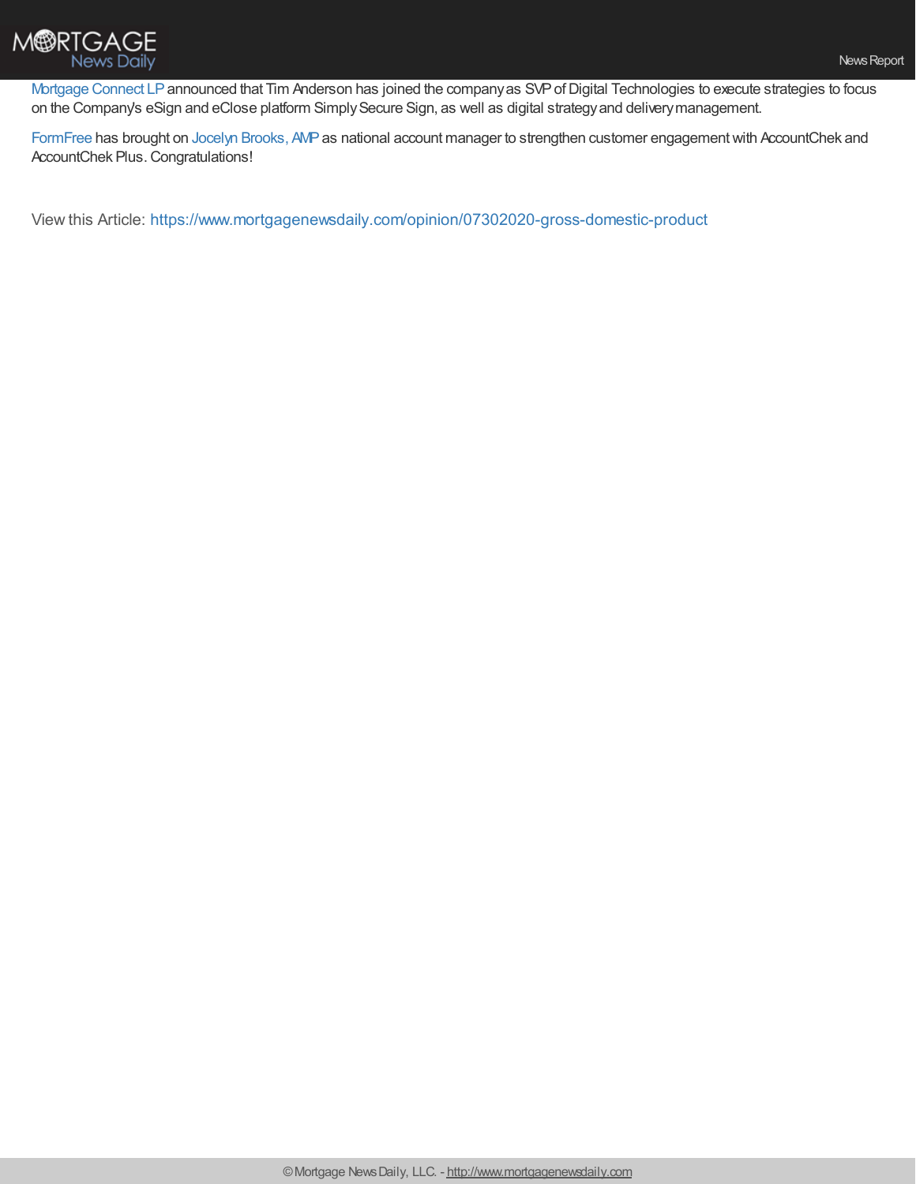Mortgage Connect LP announced that Tim Anderson has joined the company as SVP of Digital Technologies to execute strategies to focus on the Company's eSign and eClose platform Simply Secure Sign, as well as digital strategy and delivery management.

FormFree has brought on Jocelyn Brooks, AMP as national account manager to strengthen customer engagement with AccountChek and AccountChek Plus. Congratulations!

View this Article: https://www.mortgagenewsdaily.com/opinion/07302020-gross-domestic-product